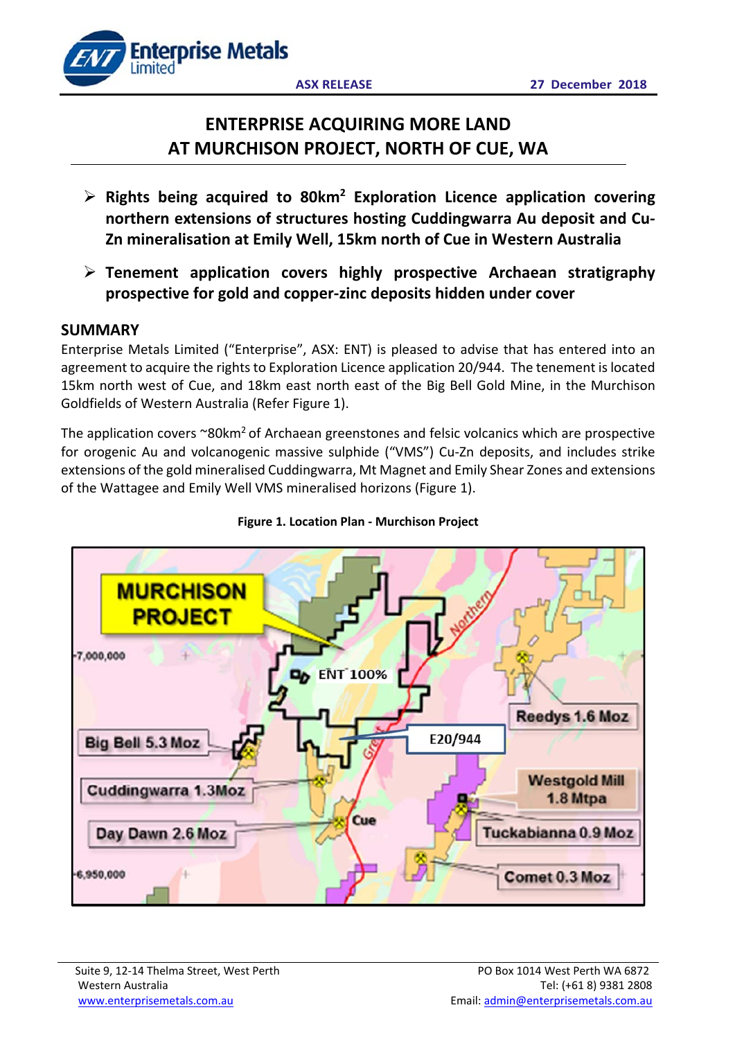ASX RELEASE 27 December 2018

# ENTERPRISE ACQUIRING MORE LAND AT MURCHISON PROJECT, NORTH OF CUE, WA

- **Rights being acquired to 80km² Exploration Licence application covering northern extensions of structures hosting Cuddingwarra Au deposit and Cu-Zn mineralisation at Emily Well, 15km north of Cue in Western Australia**
- **Tenement application covers highly prospective Archaean stratigraphy prospective for gold and copper-zinc deposits hidden under cover**

## SUMMARY

Enterprise Metals Limited ("Enterprise", ASX: ENT) is pleased to advise that has entered into an agreement to acquire the rights to Exploration Licence application 20/944. The tenement is located 15km north west of Cue, and 18km east north east of the Big Bell Gold Mine, in the Murchison Goldfields of Western Australia (Refer Figure 1).

The application covers ~80km² of Archaean greenstones and felsic volcanics which are prospective for orogenic Au and volcanogenic massive sulphide ("VMS") Cu-Zn deposits, and includes strike extensions of the gold mineralised Cuddingwarra, Mt Magnet and Emily Shear Zones and extensions of the Wattagee and Emily Well VMS mineralised horizons (Figure 1).

**Figure 1. Location Plan - Murchison Project**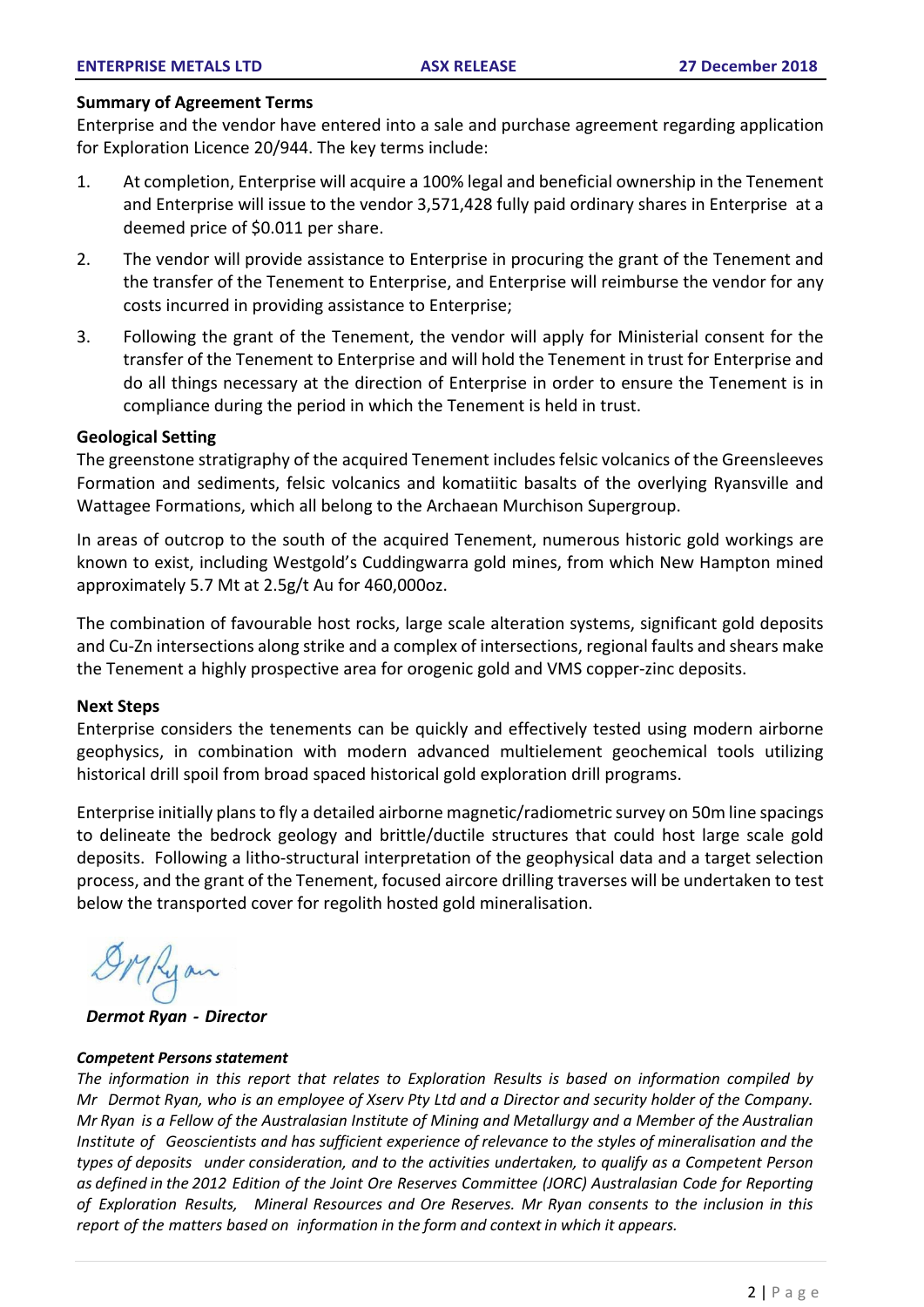**Summary of Agreement Terms**

Enterprise and the vendor have entered into a sale and purchase agreement regarding application for Exploration Licence 20/944. The key terms include:

1. At completion, Enterprise will acquire a 100% legal and beneficial ownership in the Tenement and Enterprise will issue to the vendor 3,571,428 fully paid ordinary shares in Enterprise at a deemed price of $0.011 per share.
2. The vendor will provide assistance to Enterprise in procuring the grant of the Tenement and the transfer of the Tenement to Enterprise, and Enterprise will reimburse the vendor for any costs incurred in providing assistance to Enterprise;
3. Following the grant of the Tenement, the vendor will apply for Ministerial consent for the transfer of the Tenement to Enterprise and will hold the Tenement in trust for Enterprise and do all things necessary at the direction of Enterprise in order to ensure the Tenement is in compliance during the period in which the Tenement is held in trust.

**Geological Setting**

The greenstone stratigraphy of the acquired Tenement includes felsic volcanics of the Greensleeves Formation and sediments, felsic volcanics and komatiitic basalts of the overlying Ryansville and Wattagee Formations, which all belong to the Archaean Murchison Supergroup.

In areas of outcrop to the south of the acquired Tenement, numerous historic gold workings are known to exist, including Westgold's Cuddingwarra gold mines, from which New Hampton mined approximately 5.7 Mt at 2.5g/t Au for 460,000oz.

The combination of favourable host rocks, large scale alteration systems, significant gold deposits and Cu-Zn intersections along strike and a complex of intersections, regional faults and shears make the Tenement a highly prospective area for orogenic gold and VMS copper-zinc deposits.

**Next Steps**

Enterprise considers the tenements can be quickly and effectively tested using modern airborne geophysics, in combination with modern advanced multielement geochemical tools utilizing historical drill spoil from broad spaced historical gold exploration drill programs.

Enterprise initially plans to fly a detailed airborne magnetic/radiometric survey on 50m line spacings to delineate the bedrock geology and brittle/ductile structures that could host large scale gold deposits. Following a litho-structural interpretation of the geophysical data and a target selection process, and the grant of the Tenement, focused aircore drilling traverses will be undertaken to test below the transported cover for regolith hosted gold mineralisation.

*Dermot Ryan - Director*

***Competent Persons statement***

*The information in this report that relates to Exploration Results is based on information compiled by Mr Dermot Ryan, who is an employee of Xserv Pty Ltd and a Director and security holder of the Company. Mr Ryan is a Fellow of the Australasian Institute of Mining and Metallurgy and a Member of the Australian Institute of Geoscientists and has sufficient experience of relevance to the styles of mineralisation and the types of deposits under consideration, and to the activities undertaken, to qualify as a Competent Person as defined in the 2012 Edition of the Joint Ore Reserves Committee (JORC) Australasian Code for Reporting of Exploration Results, Mineral Resources and Ore Reserves. Mr Ryan consents to the inclusion in this report of the matters based on information in the form and context in which it appears.*